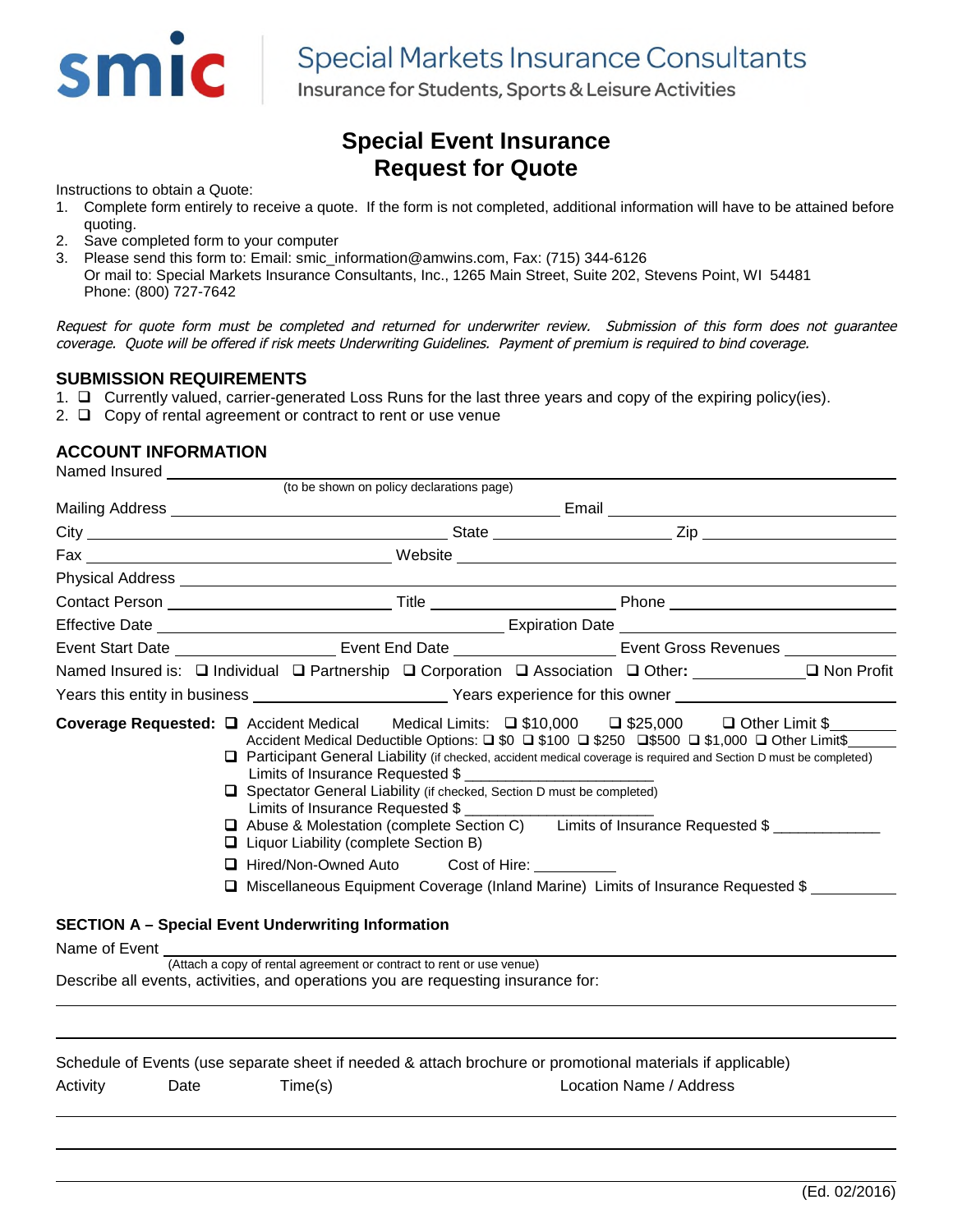smic

Special Markets Insurance Consultants
Insurance for Students, Sports & Leisure Activities

# Special Event Insurance Request for Quote

Instructions to obtain a Quote:

1. Complete form entirely to receive a quote. If the form is not completed, additional information will have to be attained before quoting.
2. Save completed form to your computer
3. Please send this form to: Email: smic_information@amwins.com, Fax: (715) 344-6126
   Or mail to: Special Markets Insurance Consultants, Inc., 1265 Main Street, Suite 202, Stevens Point, WI 54481
   Phone: (800) 727-7642

*Request for quote form must be completed and returned for underwriter review. Submission of this form does not guarantee coverage. Quote will be offered if risk meets Underwriting Guidelines. Payment of premium is required to bind coverage.*

## SUBMISSION REQUIREMENTS

1. ❑ Currently valued, carrier-generated Loss Runs for the last three years and copy of the expiring policy(ies).
2. ❑ Copy of rental agreement or contract to rent or use venue

## ACCOUNT INFORMATION

Named Insured ____________________
(to be shown on policy declarations page)

Mailing Address ____________________ Email ____________________

City ____________________ State ____________________ Zip ____________________

Fax ____________________ Website ____________________

Physical Address ____________________

Contact Person ____________________ Title ____________________ Phone ____________________

Effective Date ____________________ Expiration Date ____________________

Event Start Date ____________________ Event End Date ____________________ Event Gross Revenues ____________________

Named Insured is: ❑ Individual ❑ Partnership ❑ Corporation ❑ Association ❑ Other: ____________ ❑ Non Profit

Years this entity in business ____________________ Years experience for this owner ____________________

**Coverage Requested:** ❑ Accident Medical Medical Limits: ❑ $10,000 ❑ $25,000 ❑ Other Limit $________
Accident Medical Deductible Options: ❑ $0 ❑ $100 ❑ $250 ❑$500 ❑ $1,000 ❑ Other Limit$______

❑ Participant General Liability (if checked, accident medical coverage is required and Section D must be completed)
Limits of Insurance Requested $ ____________________

❑ Spectator General Liability (if checked, Section D must be completed)
Limits of Insurance Requested $ ____________________

❑ Abuse & Molestation (complete Section C) Limits of Insurance Requested $ ____________

❑ Liquor Liability (complete Section B)

❑ Hired/Non-Owned Auto Cost of Hire: __________

❑ Miscellaneous Equipment Coverage (Inland Marine) Limits of Insurance Requested $ __________

### SECTION A – Special Event Underwriting Information

Name of Event ____________________
(Attach a copy of rental agreement or contract to rent or use venue)

Describe all events, activities, and operations you are requesting insurance for:

____________________

____________________

Schedule of Events (use separate sheet if needed & attach brochure or promotional materials if applicable)

| Activity | Date | Time(s) | Location Name / Address |
|---|---|---|---|
| | | | |
| | | | |
| | | | |

(Ed. 02/2016)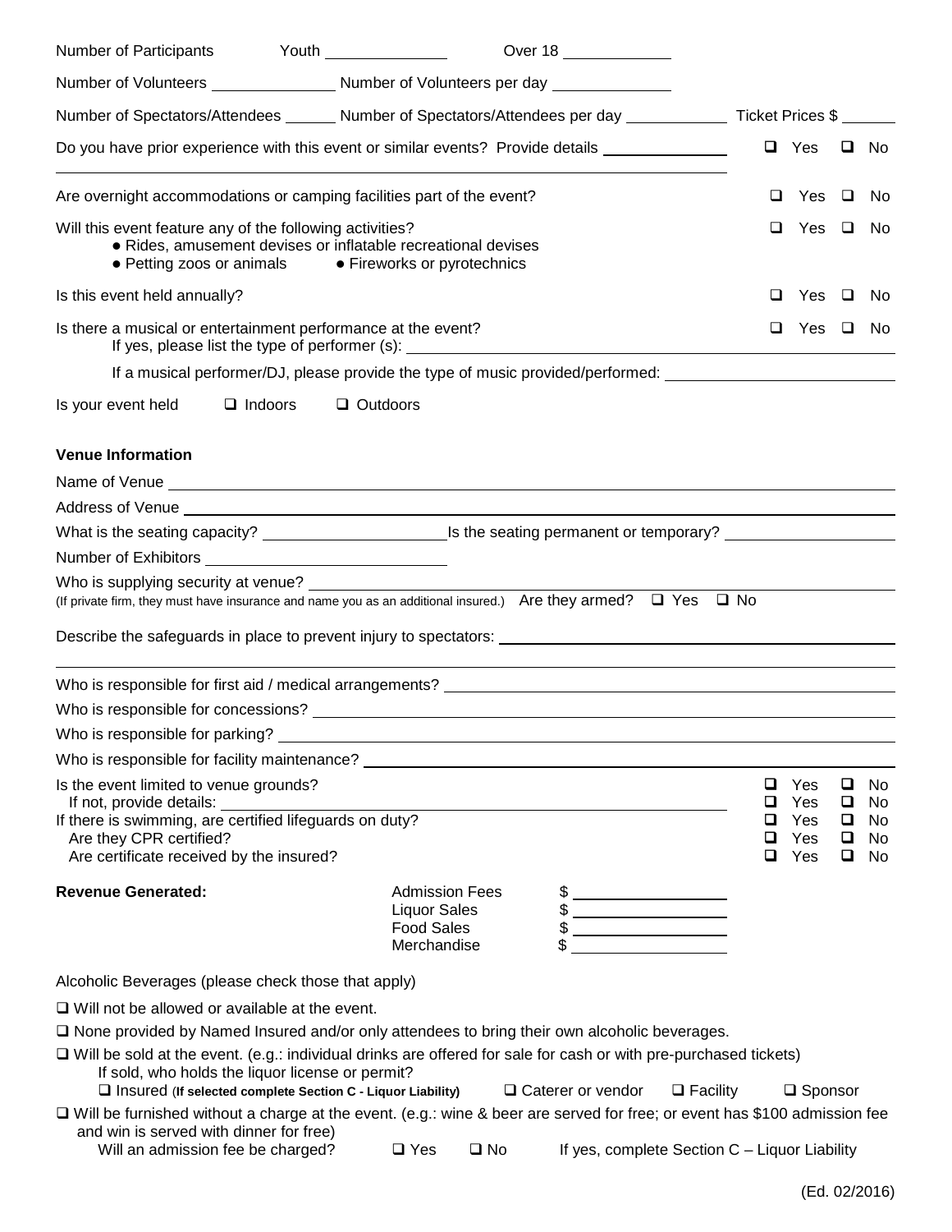Number of Participants Youth ______________ Over 18 ____________

Number of Volunteers ______________ Number of Volunteers per day ______________

Number of Spectators/Attendees ______ Number of Spectators/Attendees per day ____________ Ticket Prices $ ______

Do you have prior experience with this event or similar events? Provide details ______________ ❑ Yes ❑ No

Are overnight accommodations or camping facilities part of the event? ❑ Yes ❑ No

Will this event feature any of the following activities? ❑ Yes ❑ No

- Rides, amusement devises or inflatable recreational devises
- Petting zoos or animals
- Fireworks or pyrotechnics

Is this event held annually? ❑ Yes ❑ No

Is there a musical or entertainment performance at the event? ❑ Yes ❑ No

If yes, please list the type of performer (s): ______________

If a musical performer/DJ, please provide the type of music provided/performed: ______________

Is your event held ❑ Indoors ❑ Outdoors

**Venue Information**

Name of Venue ______________

Address of Venue ______________

What is the seating capacity? ______________ Is the seating permanent or temporary? ______________

Number of Exhibitors ______________

Who is supplying security at venue? ______________

(If private firm, they must have insurance and name you as an additional insured.) Are they armed? ❑ Yes ❑ No

Describe the safeguards in place to prevent injury to spectators: ______________

Who is responsible for first aid / medical arrangements? ______________

Who is responsible for concessions? ______________

Who is responsible for parking? ______________

Who is responsible for facility maintenance? ______________

Is the event limited to venue grounds? ❑ Yes ❑ No

If not, provide details: ______________ ❑ Yes ❑ No

If there is swimming, are certified lifeguards on duty? ❑ Yes ❑ No

Are they CPR certified? ❑ Yes ❑ No

Are certificate received by the insured? ❑ Yes ❑ No

**Revenue Generated:**

Admission Fees $ ______________

Liquor Sales $ ______________

Food Sales $ ______________

Merchandise $ ______________

Alcoholic Beverages (please check those that apply)

❑ Will not be allowed or available at the event.

❑ None provided by Named Insured and/or only attendees to bring their own alcoholic beverages.

❑ Will be sold at the event. (e.g.: individual drinks are offered for sale for cash or with pre-purchased tickets)

If sold, who holds the liquor license or permit?

❑ Insured (**If selected complete Section C - Liquor Liability**) ❑ Caterer or vendor ❑ Facility ❑ Sponsor

❑ Will be furnished without a charge at the event. (e.g.: wine & beer are served for free; or event has $100 admission fee and win is served with dinner for free)

Will an admission fee be charged? ❑ Yes ❑ No If yes, complete Section C – Liquor Liability

(Ed. 02/2016)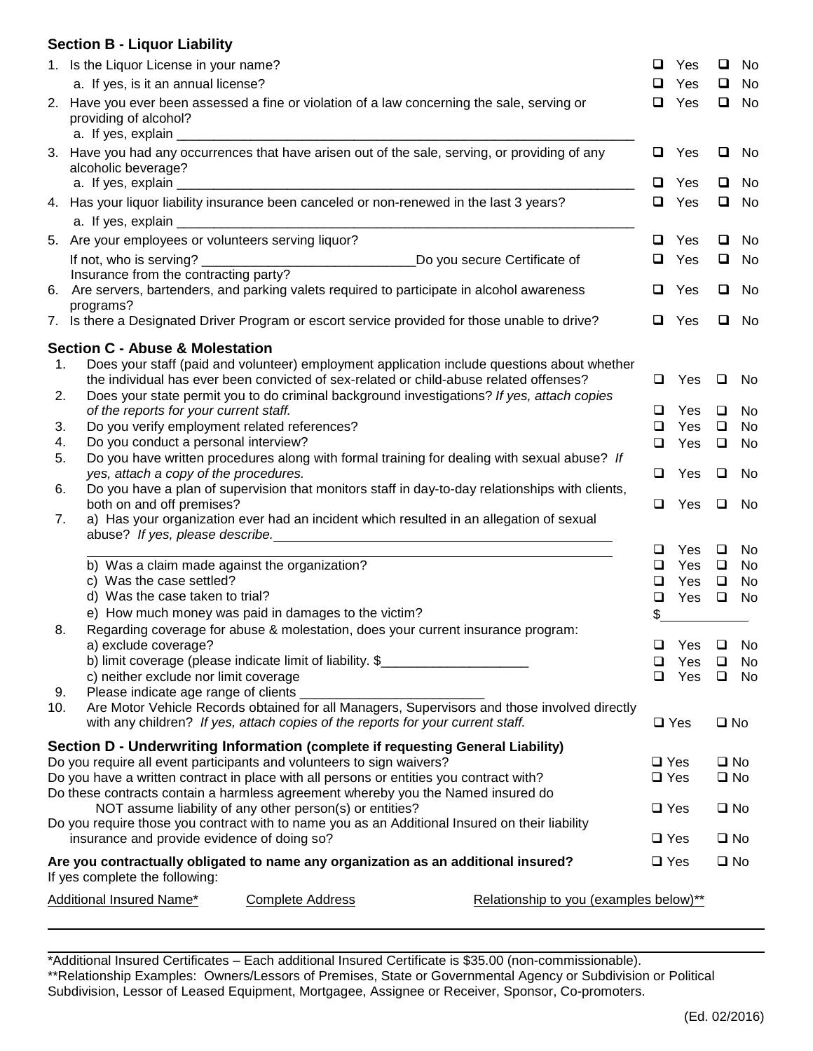## Section B - Liquor Liability

1. Is the Liquor License in your name? ☐ Yes ☐ No
   a. If yes, is it an annual license? ☐ Yes ☐ No
2. Have you ever been assessed a fine or violation of a law concerning the sale, serving or providing of alcohol? ☐ Yes ☐ No
   a. If yes, explain ___________________________________________________________________
3. Have you had any occurrences that have arisen out of the sale, serving, or providing of any alcoholic beverage? ☐ Yes ☐ No
   a. If yes, explain ___________________________________________________________________ ☐ Yes ☐ No
4. Has your liquor liability insurance been canceled or non-renewed in the last 3 years? ☐ Yes ☐ No
   a. If yes, explain ___________________________________________________________________
5. Are your employees or volunteers serving liquor? ☐ Yes ☐ No

   If not, who is serving? _____________________________ Do you secure Certificate of Insurance from the contracting party? ☐ Yes ☐ No
6. Are servers, bartenders, and parking valets required to participate in alcohol awareness programs? ☐ Yes ☐ No
7. Is there a Designated Driver Program or escort service provided for those unable to drive? ☐ Yes ☐ No

## Section C - Abuse & Molestation

1. Does your staff (paid and volunteer) employment application include questions about whether the individual has ever been convicted of sex-related or child-abuse related offenses? ☐ Yes ☐ No
2. Does your state permit you to do criminal background investigations? *If yes, attach copies of the reports for your current staff.* ☐ Yes ☐ No
3. Do you verify employment related references? ☐ Yes ☐ No
4. Do you conduct a personal interview? ☐ Yes ☐ No
5. Do you have written procedures along with formal training for dealing with sexual abuse? *If yes, attach a copy of the procedures.* ☐ Yes ☐ No
6. Do you have a plan of supervision that monitors staff in day-to-day relationships with clients, both on and off premises? ☐ Yes ☐ No
7. a) Has your organization ever had an incident which resulted in an allegation of sexual abuse? *If yes, please describe.* ___________________________________________________________________ ☐ Yes ☐ No

   b) Was a claim made against the organization? ☐ Yes ☐ No

   c) Was the case settled? ☐ Yes ☐ No

   d) Was the case taken to trial? ☐ Yes ☐ No

   e) How much money was paid in damages to the victim? $____________
8. Regarding coverage for abuse & molestation, does your current insurance program:

   a) exclude coverage? ☐ Yes ☐ No

   b) limit coverage (please indicate limit of liability. $____________________ ☐ Yes ☐ No

   c) neither exclude nor limit coverage ☐ Yes ☐ No
9. Please indicate age range of clients _________________________
10. Are Motor Vehicle Records obtained for all Managers, Supervisors and those involved directly with any children? *If yes, attach copies of the reports for your current staff.* ☐ Yes ☐ No

## Section D - Underwriting Information (complete if requesting General Liability)

Do you require all event participants and volunteers to sign waivers? ☐ Yes ☐ No

Do you have a written contract in place with all persons or entities you contract with? ☐ Yes ☐ No

Do these contracts contain a harmless agreement whereby you the Named insured do NOT assume liability of any other person(s) or entities? ☐ Yes ☐ No

Do you require those you contract with to name you as an Additional Insured on their liability insurance and provide evidence of doing so? ☐ Yes ☐ No

**Are you contractually obligated to name any organization as an additional insured?** ☐ Yes ☐ No

If yes complete the following:

| Additional Insured Name* | Complete Address | Relationship to you (examples below)** |
| --- | --- | --- |
| | | |
| | | |

*Additional Insured Certificates – Each additional Insured Certificate is $35.00 (non-commissionable).

**Relationship Examples: Owners/Lessors of Premises, State or Governmental Agency or Subdivision or Political Subdivision, Lessor of Leased Equipment, Mortgagee, Assignee or Receiver, Sponsor, Co-promoters.

(Ed. 02/2016)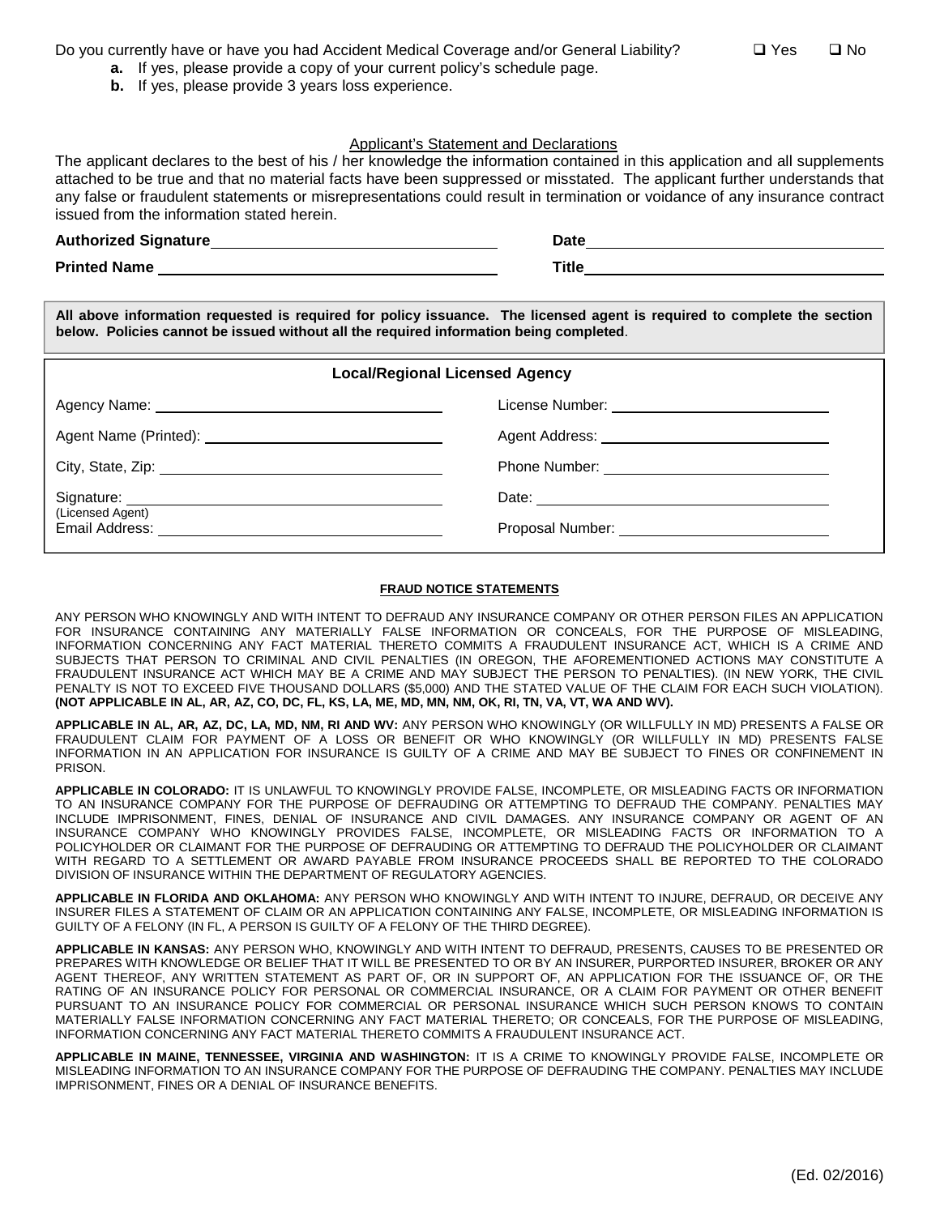Do you currently have or have you had Accident Medical Coverage and/or General Liability? ❑ Yes ❑ No

- **a.** If yes, please provide a copy of your current policy's schedule page.
- **b.** If yes, please provide 3 years loss experience.

## Applicant's Statement and Declarations

The applicant declares to the best of his / her knowledge the information contained in this application and all supplements attached to be true and that no material facts have been suppressed or misstated. The applicant further understands that any false or fraudulent statements or misrepresentations could result in termination or voidance of any insurance contract issued from the information stated herein.

**Authorized Signature** ______________________________ **Date** ______________________________

**Printed Name** ______________________________ **Title** ______________________________

**All above information requested is required for policy issuance. The licensed agent is required to complete the section below. Policies cannot be issued without all the required information being completed**.

### Local/Regional Licensed Agency

| | |
|---|---|
| Agency Name: ______________________ | License Number: ______________________ |
| Agent Name (Printed): ______________________ | Agent Address: ______________________ |
| City, State, Zip: ______________________ | Phone Number: ______________________ |
| Signature: ______________________ (Licensed Agent) | Date: ______________________ |
| Email Address: ______________________ | Proposal Number: ______________________ |

### FRAUD NOTICE STATEMENTS

ANY PERSON WHO KNOWINGLY AND WITH INTENT TO DEFRAUD ANY INSURANCE COMPANY OR OTHER PERSON FILES AN APPLICATION FOR INSURANCE CONTAINING ANY MATERIALLY FALSE INFORMATION OR CONCEALS, FOR THE PURPOSE OF MISLEADING, INFORMATION CONCERNING ANY FACT MATERIAL THERETO COMMITS A FRAUDULENT INSURANCE ACT, WHICH IS A CRIME AND SUBJECTS THAT PERSON TO CRIMINAL AND CIVIL PENALTIES (IN OREGON, THE AFOREMENTIONED ACTIONS MAY CONSTITUTE A FRAUDULENT INSURANCE ACT WHICH MAY BE A CRIME AND MAY SUBJECT THE PERSON TO PENALTIES). (IN NEW YORK, THE CIVIL PENALTY IS NOT TO EXCEED FIVE THOUSAND DOLLARS ($5,000) AND THE STATED VALUE OF THE CLAIM FOR EACH SUCH VIOLATION). **(NOT APPLICABLE IN AL, AR, AZ, CO, DC, FL, KS, LA, ME, MD, MN, NM, OK, RI, TN, VA, VT, WA AND WV).**

**APPLICABLE IN AL, AR, AZ, DC, LA, MD, NM, RI AND WV:** ANY PERSON WHO KNOWINGLY (OR WILLFULLY IN MD) PRESENTS A FALSE OR FRAUDULENT CLAIM FOR PAYMENT OF A LOSS OR BENEFIT OR WHO KNOWINGLY (OR WILLFULLY IN MD) PRESENTS FALSE INFORMATION IN AN APPLICATION FOR INSURANCE IS GUILTY OF A CRIME AND MAY BE SUBJECT TO FINES OR CONFINEMENT IN PRISON.

**APPLICABLE IN COLORADO:** IT IS UNLAWFUL TO KNOWINGLY PROVIDE FALSE, INCOMPLETE, OR MISLEADING FACTS OR INFORMATION TO AN INSURANCE COMPANY FOR THE PURPOSE OF DEFRAUDING OR ATTEMPTING TO DEFRAUD THE COMPANY. PENALTIES MAY INCLUDE IMPRISONMENT, FINES, DENIAL OF INSURANCE AND CIVIL DAMAGES. ANY INSURANCE COMPANY OR AGENT OF AN INSURANCE COMPANY WHO KNOWINGLY PROVIDES FALSE, INCOMPLETE, OR MISLEADING FACTS OR INFORMATION TO A POLICYHOLDER OR CLAIMANT FOR THE PURPOSE OF DEFRAUDING OR ATTEMPTING TO DEFRAUD THE POLICYHOLDER OR CLAIMANT WITH REGARD TO A SETTLEMENT OR AWARD PAYABLE FROM INSURANCE PROCEEDS SHALL BE REPORTED TO THE COLORADO DIVISION OF INSURANCE WITHIN THE DEPARTMENT OF REGULATORY AGENCIES.

**APPLICABLE IN FLORIDA AND OKLAHOMA:** ANY PERSON WHO KNOWINGLY AND WITH INTENT TO INJURE, DEFRAUD, OR DECEIVE ANY INSURER FILES A STATEMENT OF CLAIM OR AN APPLICATION CONTAINING ANY FALSE, INCOMPLETE, OR MISLEADING INFORMATION IS GUILTY OF A FELONY (IN FL, A PERSON IS GUILTY OF A FELONY OF THE THIRD DEGREE).

**APPLICABLE IN KANSAS:** ANY PERSON WHO, KNOWINGLY AND WITH INTENT TO DEFRAUD, PRESENTS, CAUSES TO BE PRESENTED OR PREPARES WITH KNOWLEDGE OR BELIEF THAT IT WILL BE PRESENTED TO OR BY AN INSURER, PURPORTED INSURER, BROKER OR ANY AGENT THEREOF, ANY WRITTEN STATEMENT AS PART OF, OR IN SUPPORT OF, AN APPLICATION FOR THE ISSUANCE OF, OR THE RATING OF AN INSURANCE POLICY FOR PERSONAL OR COMMERCIAL INSURANCE, OR A CLAIM FOR PAYMENT OR OTHER BENEFIT PURSUANT TO AN INSURANCE POLICY FOR COMMERCIAL OR PERSONAL INSURANCE WHICH SUCH PERSON KNOWS TO CONTAIN MATERIALLY FALSE INFORMATION CONCERNING ANY FACT MATERIAL THERETO; OR CONCEALS, FOR THE PURPOSE OF MISLEADING, INFORMATION CONCERNING ANY FACT MATERIAL THERETO COMMITS A FRAUDULENT INSURANCE ACT.

**APPLICABLE IN MAINE, TENNESSEE, VIRGINIA AND WASHINGTON:** IT IS A CRIME TO KNOWINGLY PROVIDE FALSE, INCOMPLETE OR MISLEADING INFORMATION TO AN INSURANCE COMPANY FOR THE PURPOSE OF DEFRAUDING THE COMPANY. PENALTIES MAY INCLUDE IMPRISONMENT, FINES OR A DENIAL OF INSURANCE BENEFITS.

(Ed. 02/2016)